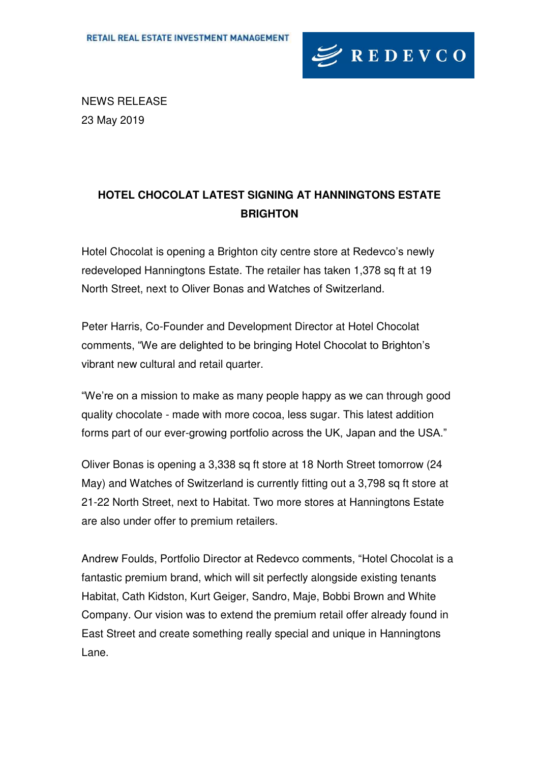RETAIL REAL ESTATE INVESTMENT MANAGEMENT

REDEVCO

NEWS RELEASE
23 May 2019

# HOTEL CHOCOLAT LATEST SIGNING AT HANNINGTONS ESTATE BRIGHTON

Hotel Chocolat is opening a Brighton city centre store at Redevco's newly redeveloped Hanningtons Estate. The retailer has taken 1,378 sq ft at 19 North Street, next to Oliver Bonas and Watches of Switzerland.

Peter Harris, Co-Founder and Development Director at Hotel Chocolat comments, "We are delighted to be bringing Hotel Chocolat to Brighton's vibrant new cultural and retail quarter.

"We're on a mission to make as many people happy as we can through good quality chocolate - made with more cocoa, less sugar. This latest addition forms part of our ever-growing portfolio across the UK, Japan and the USA."

Oliver Bonas is opening a 3,338 sq ft store at 18 North Street tomorrow (24 May) and Watches of Switzerland is currently fitting out a 3,798 sq ft store at 21-22 North Street, next to Habitat. Two more stores at Hanningtons Estate are also under offer to premium retailers.

Andrew Foulds, Portfolio Director at Redevco comments, "Hotel Chocolat is a fantastic premium brand, which will sit perfectly alongside existing tenants Habitat, Cath Kidston, Kurt Geiger, Sandro, Maje, Bobbi Brown and White Company. Our vision was to extend the premium retail offer already found in East Street and create something really special and unique in Hanningtons Lane.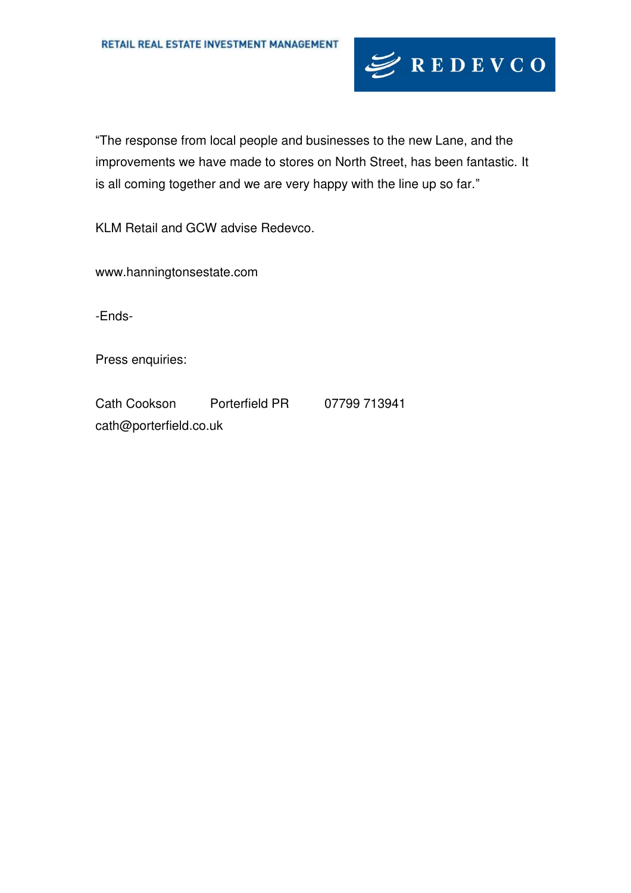"The response from local people and businesses to the new Lane, and the improvements we have made to stores on North Street, has been fantastic. It is all coming together and we are very happy with the line up so far."

KLM Retail and GCW advise Redevco.

www.hanningtonsestate.com

-Ends-

Press enquiries:

Cath Cookson     Porterfield PR     07799 713941
cath@porterfield.co.uk